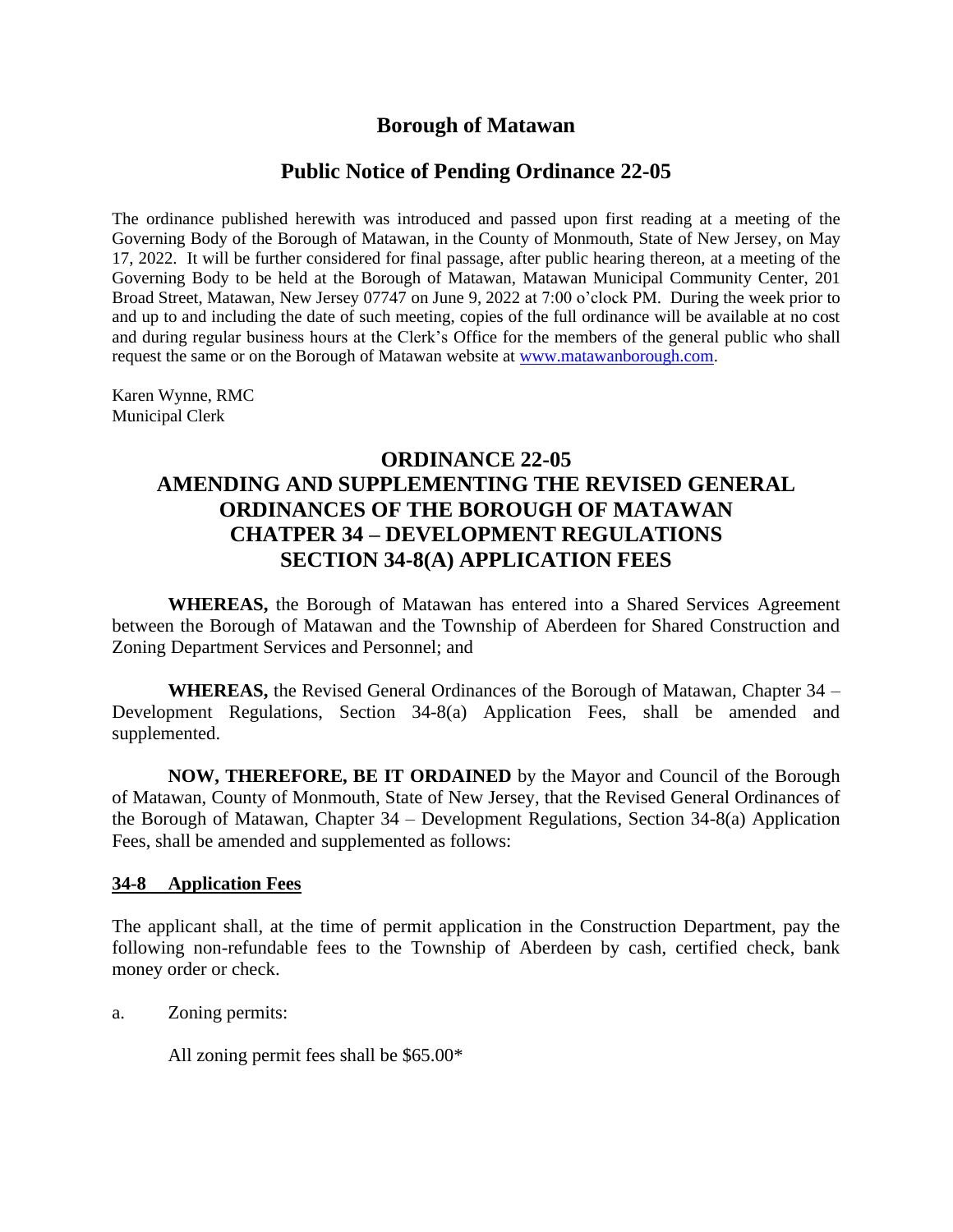# Borough of Matawan

## Public Notice of Pending Ordinance 22-05

The ordinance published herewith was introduced and passed upon first reading at a meeting of the Governing Body of the Borough of Matawan, in the County of Monmouth, State of New Jersey, on May 17, 2022. It will be further considered for final passage, after public hearing thereon, at a meeting of the Governing Body to be held at the Borough of Matawan, Matawan Municipal Community Center, 201 Broad Street, Matawan, New Jersey 07747 on June 9, 2022 at 7:00 o'clock PM. During the week prior to and up to and including the date of such meeting, copies of the full ordinance will be available at no cost and during regular business hours at the Clerk's Office for the members of the general public who shall request the same or on the Borough of Matawan website at [www.matawanborough.com](http://www.matawanborough.com).

Karen Wynne, RMC
Municipal Clerk

## ORDINANCE 22-05
## AMENDING AND SUPPLEMENTING THE REVISED GENERAL ORDINANCES OF THE BOROUGH OF MATAWAN CHATPER 34 – DEVELOPMENT REGULATIONS SECTION 34-8(A) APPLICATION FEES

**WHEREAS,** the Borough of Matawan has entered into a Shared Services Agreement between the Borough of Matawan and the Township of Aberdeen for Shared Construction and Zoning Department Services and Personnel; and

**WHEREAS,** the Revised General Ordinances of the Borough of Matawan, Chapter 34 – Development Regulations, Section 34-8(a) Application Fees, shall be amended and supplemented.

**NOW, THEREFORE, BE IT ORDAINED** by the Mayor and Council of the Borough of Matawan, County of Monmouth, State of New Jersey, that the Revised General Ordinances of the Borough of Matawan, Chapter 34 – Development Regulations, Section 34-8(a) Application Fees, shall be amended and supplemented as follows:

**34-8 Application Fees**

The applicant shall, at the time of permit application in the Construction Department, pay the following non-refundable fees to the Township of Aberdeen by cash, certified check, bank money order or check.

a. Zoning permits:

All zoning permit fees shall be $65.00*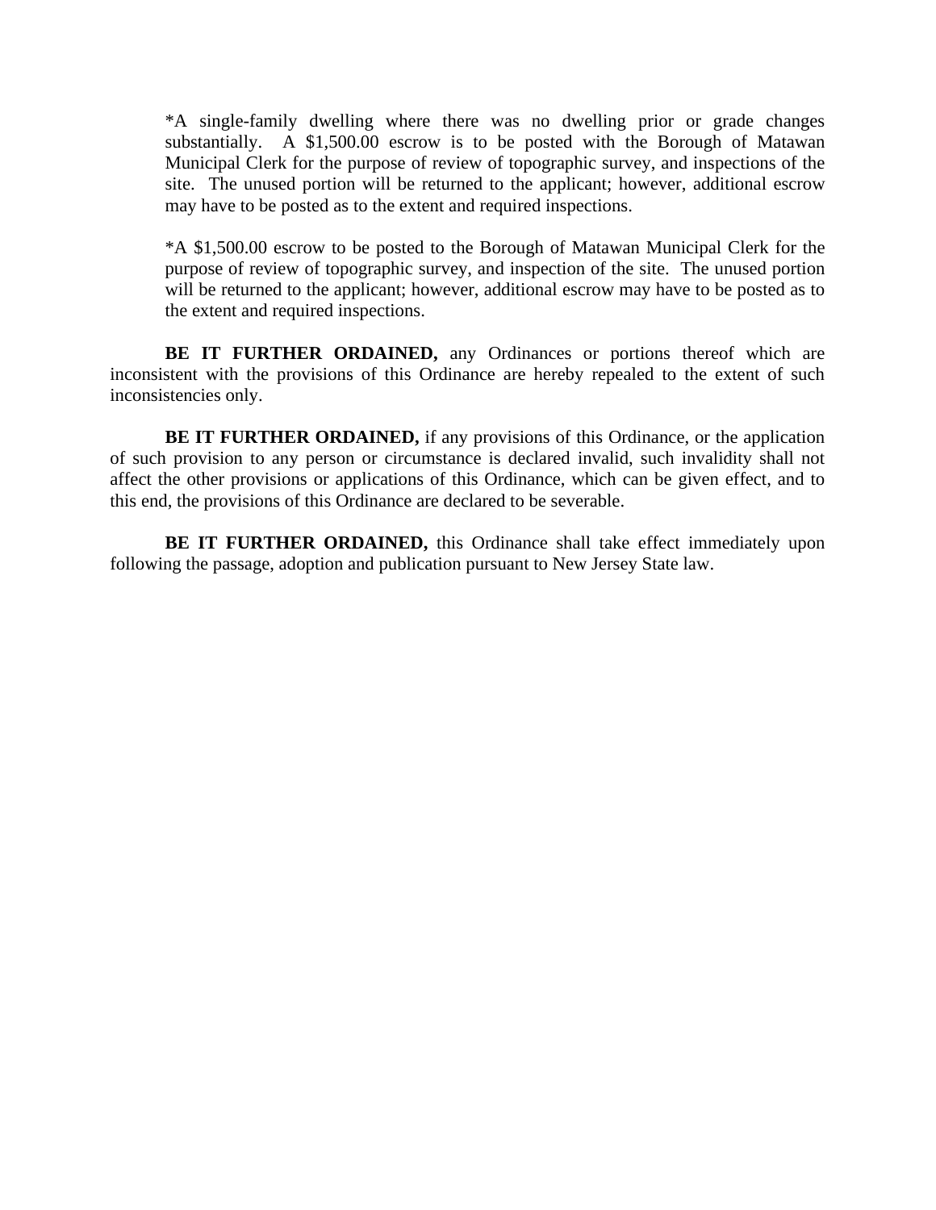*A single-family dwelling where there was no dwelling prior or grade changes substantially.  A $1,500.00 escrow is to be posted with the Borough of Matawan Municipal Clerk for the purpose of review of topographic survey, and inspections of the site.  The unused portion will be returned to the applicant; however, additional escrow may have to be posted as to the extent and required inspections.

*A $1,500.00 escrow to be posted to the Borough of Matawan Municipal Clerk for the purpose of review of topographic survey, and inspection of the site.  The unused portion will be returned to the applicant; however, additional escrow may have to be posted as to the extent and required inspections.

**BE IT FURTHER ORDAINED,** any Ordinances or portions thereof which are inconsistent with the provisions of this Ordinance are hereby repealed to the extent of such inconsistencies only.

**BE IT FURTHER ORDAINED,** if any provisions of this Ordinance, or the application of such provision to any person or circumstance is declared invalid, such invalidity shall not affect the other provisions or applications of this Ordinance, which can be given effect, and to this end, the provisions of this Ordinance are declared to be severable.

**BE IT FURTHER ORDAINED,** this Ordinance shall take effect immediately upon following the passage, adoption and publication pursuant to New Jersey State law.